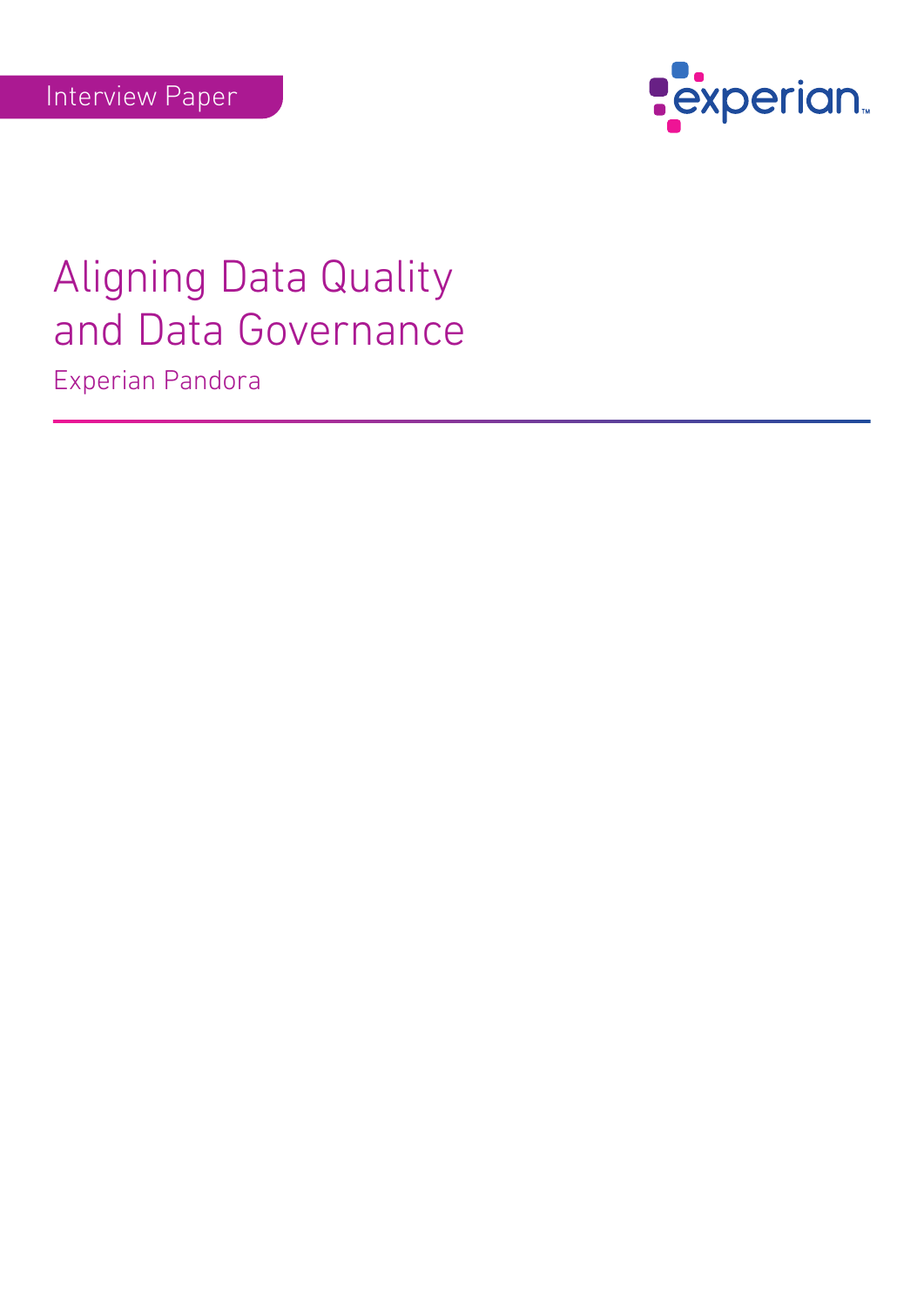Interview Paper

experian

# Aligning Data Quality and Data Governance

Experian Pandora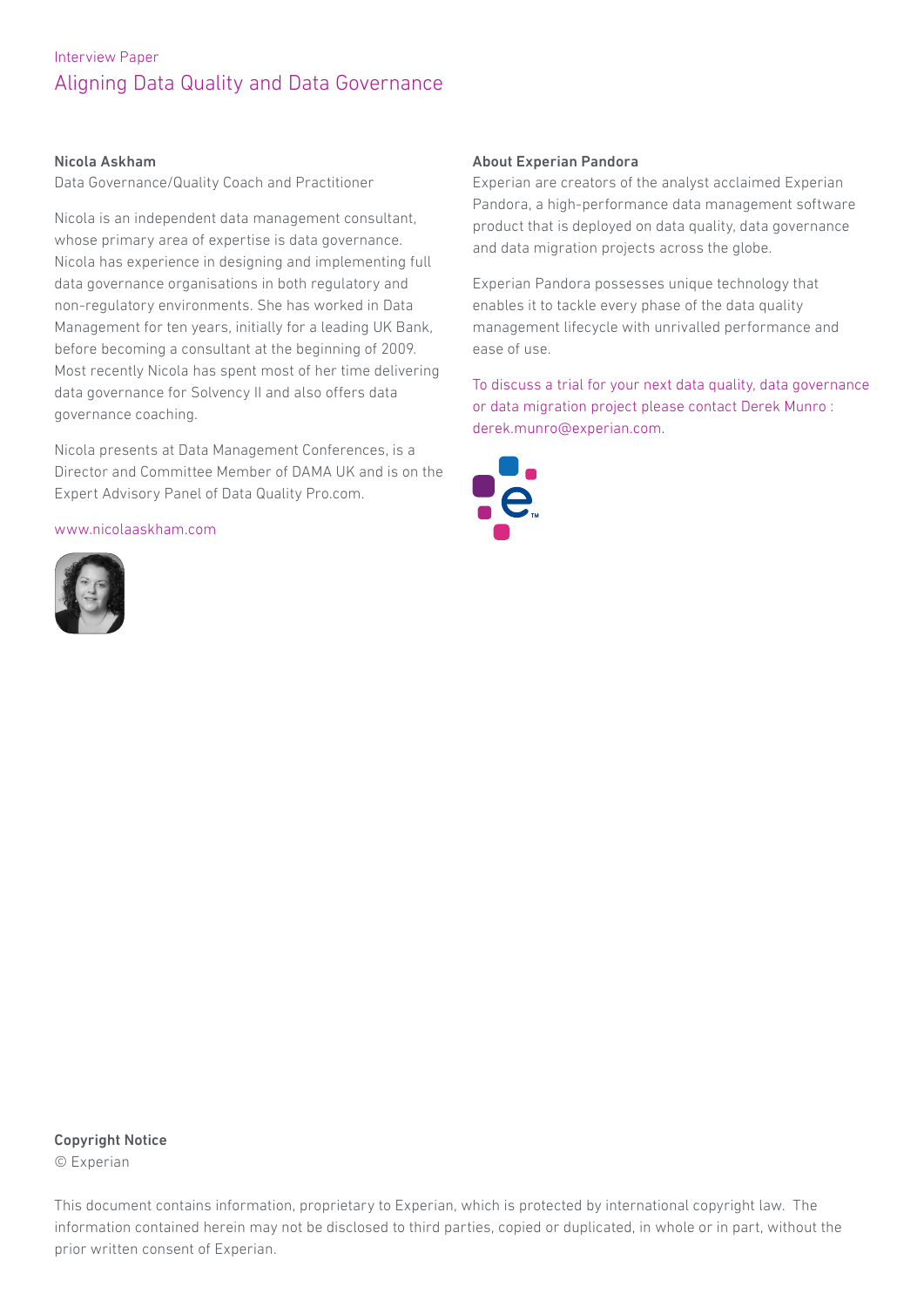Interview Paper

# Aligning Data Quality and Data Governance

### Nicola Askham

Data Governance/Quality Coach and Practitioner

Nicola is an independent data management consultant, whose primary area of expertise is data governance. Nicola has experience in designing and implementing full data governance organisations in both regulatory and non-regulatory environments. She has worked in Data Management for ten years, initially for a leading UK Bank, before becoming a consultant at the beginning of 2009. Most recently Nicola has spent most of her time delivering data governance for Solvency II and also offers data governance coaching.

Nicola presents at Data Management Conferences, is a Director and Committee Member of DAMA UK and is on the Expert Advisory Panel of Data Quality Pro.com.

www.nicolaaskham.com

### About Experian Pandora

Experian are creators of the analyst acclaimed Experian Pandora, a high-performance data management software product that is deployed on data quality, data governance and data migration projects across the globe.

Experian Pandora possesses unique technology that enables it to tackle every phase of the data quality management lifecycle with unrivalled performance and ease of use.

To discuss a trial for your next data quality, data governance or data migration project please contact Derek Munro : derek.munro@experian.com.

### Copyright Notice

© Experian

This document contains information, proprietary to Experian, which is protected by international copyright law. The information contained herein may not be disclosed to third parties, copied or duplicated, in whole or in part, without the prior written consent of Experian.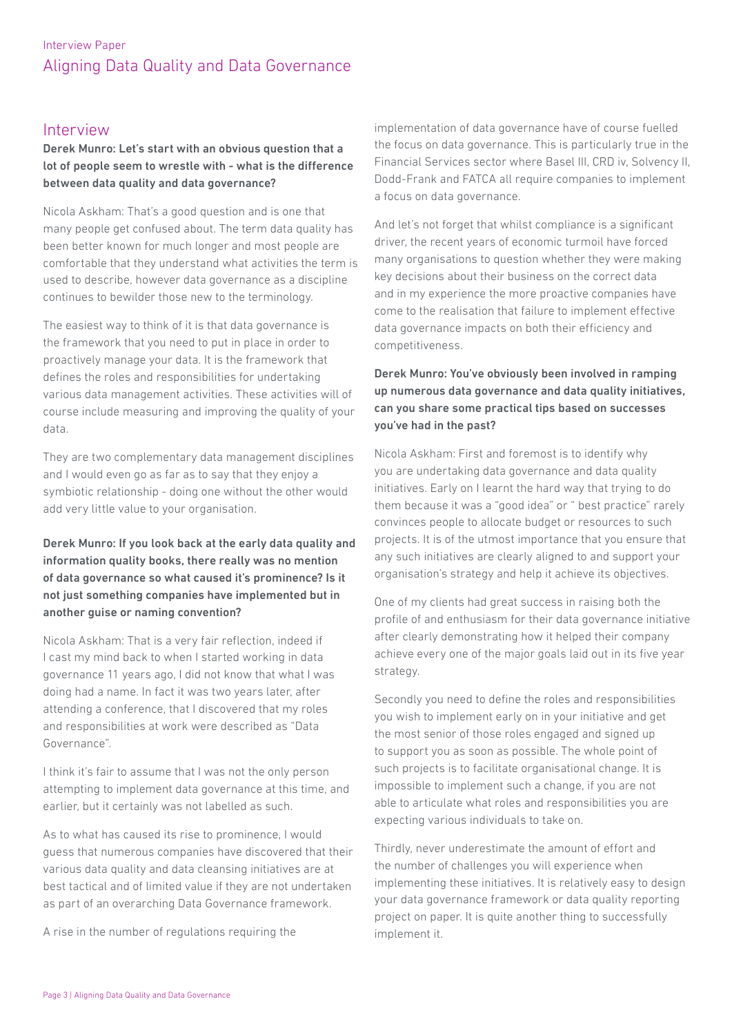## Interview

**Derek Munro: Let's start with an obvious question that a lot of people seem to wrestle with - what is the difference between data quality and data governance?**

Nicola Askham: That's a good question and is one that many people get confused about. The term data quality has been better known for much longer and most people are comfortable that they understand what activities the term is used to describe, however data governance as a discipline continues to bewilder those new to the terminology.

The easiest way to think of it is that data governance is the framework that you need to put in place in order to proactively manage your data. It is the framework that defines the roles and responsibilities for undertaking various data management activities. These activities will of course include measuring and improving the quality of your data.

They are two complementary data management disciplines and I would even go as far as to say that they enjoy a symbiotic relationship - doing one without the other would add very little value to your organisation.

**Derek Munro: If you look back at the early data quality and information quality books, there really was no mention of data governance so what caused it's prominence? Is it not just something companies have implemented but in another guise or naming convention?**

Nicola Askham: That is a very fair reflection, indeed if I cast my mind back to when I started working in data governance 11 years ago, I did not know that what I was doing had a name. In fact it was two years later, after attending a conference, that I discovered that my roles and responsibilities at work were described as "Data Governance".

I think it's fair to assume that I was not the only person attempting to implement data governance at this time, and earlier, but it certainly was not labelled as such.

As to what has caused its rise to prominence, I would guess that numerous companies have discovered that their various data quality and data cleansing initiatives are at best tactical and of limited value if they are not undertaken as part of an overarching Data Governance framework.

A rise in the number of regulations requiring the implementation of data governance have of course fuelled the focus on data governance. This is particularly true in the Financial Services sector where Basel III, CRD iv, Solvency II, Dodd-Frank and FATCA all require companies to implement a focus on data governance.

And let's not forget that whilst compliance is a significant driver, the recent years of economic turmoil have forced many organisations to question whether they were making key decisions about their business on the correct data and in my experience the more proactive companies have come to the realisation that failure to implement effective data governance impacts on both their efficiency and competitiveness.

**Derek Munro: You've obviously been involved in ramping up numerous data governance and data quality initiatives, can you share some practical tips based on successes you've had in the past?**

Nicola Askham: First and foremost is to identify why you are undertaking data governance and data quality initiatives. Early on I learnt the hard way that trying to do them because it was a "good idea" or " best practice" rarely convinces people to allocate budget or resources to such projects. It is of the utmost importance that you ensure that any such initiatives are clearly aligned to and support your organisation's strategy and help it achieve its objectives.

One of my clients had great success in raising both the profile of and enthusiasm for their data governance initiative after clearly demonstrating how it helped their company achieve every one of the major goals laid out in its five year strategy.

Secondly you need to define the roles and responsibilities you wish to implement early on in your initiative and get the most senior of those roles engaged and signed up to support you as soon as possible. The whole point of such projects is to facilitate organisational change. It is impossible to implement such a change, if you are not able to articulate what roles and responsibilities you are expecting various individuals to take on.

Thirdly, never underestimate the amount of effort and the number of challenges you will experience when implementing these initiatives. It is relatively easy to design your data governance framework or data quality reporting project on paper. It is quite another thing to successfully implement it.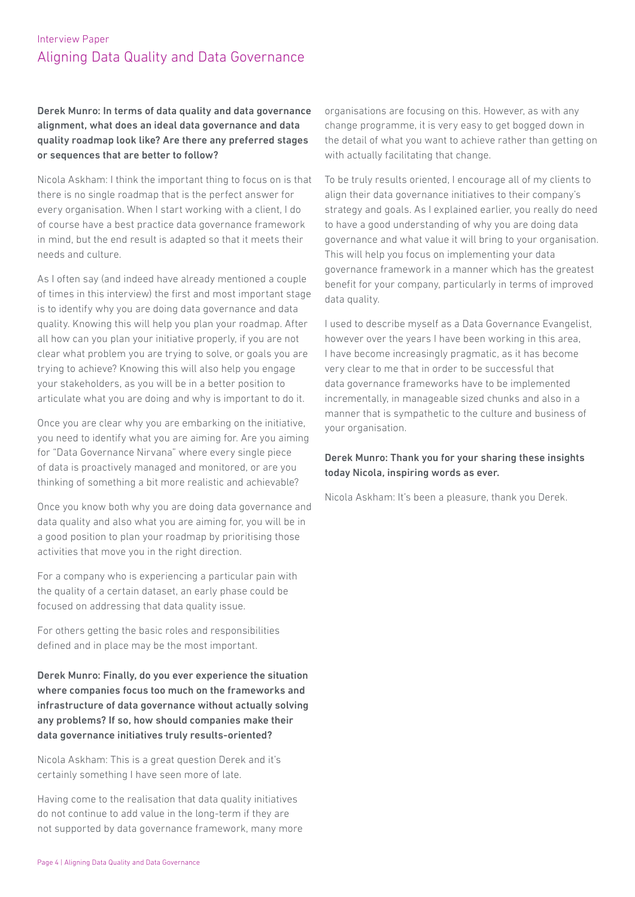**Derek Munro: In terms of data quality and data governance alignment, what does an ideal data governance and data quality roadmap look like? Are there any preferred stages or sequences that are better to follow?**

Nicola Askham: I think the important thing to focus on is that there is no single roadmap that is the perfect answer for every organisation. When I start working with a client, I do of course have a best practice data governance framework in mind, but the end result is adapted so that it meets their needs and culture.

As I often say (and indeed have already mentioned a couple of times in this interview) the first and most important stage is to identify why you are doing data governance and data quality. Knowing this will help you plan your roadmap. After all how can you plan your initiative properly, if you are not clear what problem you are trying to solve, or goals you are trying to achieve? Knowing this will also help you engage your stakeholders, as you will be in a better position to articulate what you are doing and why is important to do it.

Once you are clear why you are embarking on the initiative, you need to identify what you are aiming for. Are you aiming for "Data Governance Nirvana" where every single piece of data is proactively managed and monitored, or are you thinking of something a bit more realistic and achievable?

Once you know both why you are doing data governance and data quality and also what you are aiming for, you will be in a good position to plan your roadmap by prioritising those activities that move you in the right direction.

For a company who is experiencing a particular pain with the quality of a certain dataset, an early phase could be focused on addressing that data quality issue.

For others getting the basic roles and responsibilities defined and in place may be the most important.

**Derek Munro: Finally, do you ever experience the situation where companies focus too much on the frameworks and infrastructure of data governance without actually solving any problems? If so, how should companies make their data governance initiatives truly results-oriented?**

Nicola Askham: This is a great question Derek and it's certainly something I have seen more of late.

Having come to the realisation that data quality initiatives do not continue to add value in the long-term if they are not supported by data governance framework, many more organisations are focusing on this. However, as with any change programme, it is very easy to get bogged down in the detail of what you want to achieve rather than getting on with actually facilitating that change.

To be truly results oriented, I encourage all of my clients to align their data governance initiatives to their company's strategy and goals. As I explained earlier, you really do need to have a good understanding of why you are doing data governance and what value it will bring to your organisation. This will help you focus on implementing your data governance framework in a manner which has the greatest benefit for your company, particularly in terms of improved data quality.

I used to describe myself as a Data Governance Evangelist, however over the years I have been working in this area, I have become increasingly pragmatic, as it has become very clear to me that in order to be successful that data governance frameworks have to be implemented incrementally, in manageable sized chunks and also in a manner that is sympathetic to the culture and business of your organisation.

**Derek Munro: Thank you for your sharing these insights today Nicola, inspiring words as ever.**

Nicola Askham: It's been a pleasure, thank you Derek.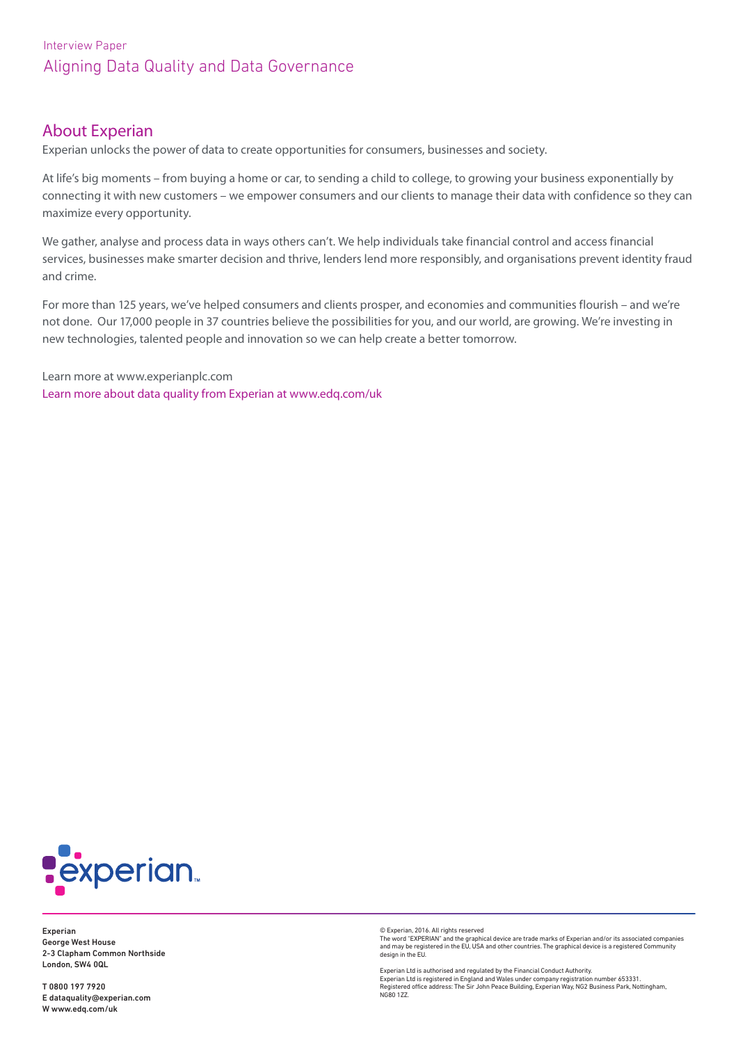## About Experian

Experian unlocks the power of data to create opportunities for consumers, businesses and society.

At life's big moments – from buying a home or car, to sending a child to college, to growing your business exponentially by connecting it with new customers – we empower consumers and our clients to manage their data with confidence so they can maximize every opportunity.

We gather, analyse and process data in ways others can't. We help individuals take financial control and access financial services, businesses make smarter decision and thrive, lenders lend more responsibly, and organisations prevent identity fraud and crime.

For more than 125 years, we've helped consumers and clients prosper, and economies and communities flourish – and we're not done. Our 17,000 people in 37 countries believe the possibilities for you, and our world, are growing. We're investing in new technologies, talented people and innovation so we can help create a better tomorrow.

Learn more at www.experianplc.com
Learn more about data quality from Experian at www.edq.com/uk

experian

Experian
George West House
2-3 Clapham Common Northside
London, SW4 0QL

T 0800 197 7920
E dataquality@experian.com
W www.edq.com/uk

© Experian, 2016. All rights reserved
The word "EXPERIAN" and the graphical device are trade marks of Experian and/or its associated companies and may be registered in the EU, USA and other countries. The graphical device is a registered Community design in the EU.

Experian Ltd is authorised and regulated by the Financial Conduct Authority.
Experian Ltd is registered in England and Wales under company registration number 653331.
Registered office address: The Sir John Peace Building, Experian Way, NG2 Business Park, Nottingham, NG80 1ZZ.